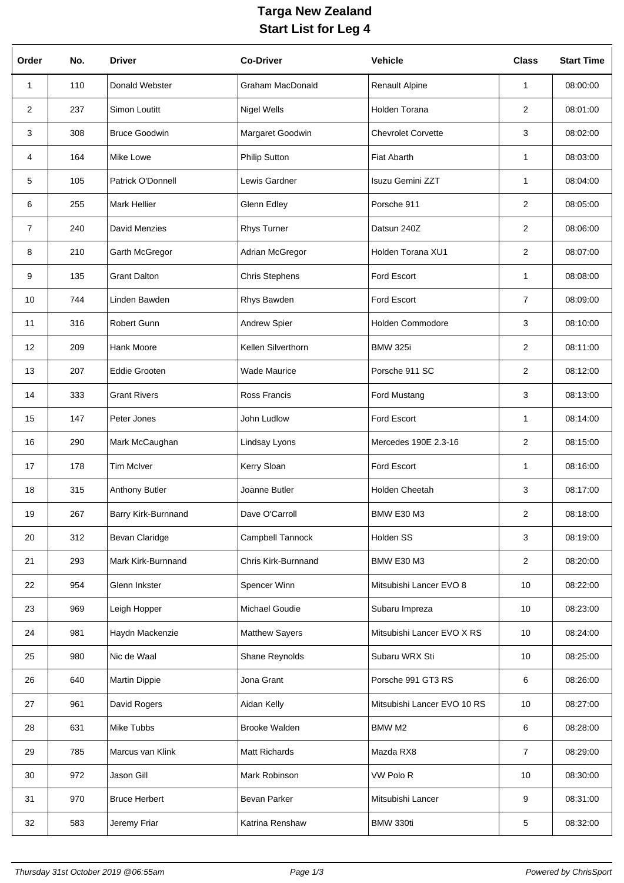# Targa New Zealand
## Start List for Leg 4

| Order | No. | Driver | Co-Driver | Vehicle | Class | Start Time |
|---|---|---|---|---|---|---|
| 1 | 110 | Donald Webster | Graham MacDonald | Renault Alpine | 1 | 08:00:00 |
| 2 | 237 | Simon Loutitt | Nigel Wells | Holden Torana | 2 | 08:01:00 |
| 3 | 308 | Bruce Goodwin | Margaret Goodwin | Chevrolet Corvette | 3 | 08:02:00 |
| 4 | 164 | Mike Lowe | Philip Sutton | Fiat Abarth | 1 | 08:03:00 |
| 5 | 105 | Patrick O'Donnell | Lewis Gardner | Isuzu Gemini ZZT | 1 | 08:04:00 |
| 6 | 255 | Mark Hellier | Glenn Edley | Porsche 911 | 2 | 08:05:00 |
| 7 | 240 | David Menzies | Rhys Turner | Datsun 240Z | 2 | 08:06:00 |
| 8 | 210 | Garth McGregor | Adrian McGregor | Holden Torana XU1 | 2 | 08:07:00 |
| 9 | 135 | Grant Dalton | Chris Stephens | Ford Escort | 1 | 08:08:00 |
| 10 | 744 | Linden Bawden | Rhys Bawden | Ford Escort | 7 | 08:09:00 |
| 11 | 316 | Robert Gunn | Andrew Spier | Holden Commodore | 3 | 08:10:00 |
| 12 | 209 | Hank Moore | Kellen Silverthorn | BMW 325i | 2 | 08:11:00 |
| 13 | 207 | Eddie Grooten | Wade Maurice | Porsche 911 SC | 2 | 08:12:00 |
| 14 | 333 | Grant Rivers | Ross Francis | Ford Mustang | 3 | 08:13:00 |
| 15 | 147 | Peter Jones | John Ludlow | Ford Escort | 1 | 08:14:00 |
| 16 | 290 | Mark McCaughan | Lindsay Lyons | Mercedes 190E 2.3-16 | 2 | 08:15:00 |
| 17 | 178 | Tim McIver | Kerry Sloan | Ford Escort | 1 | 08:16:00 |
| 18 | 315 | Anthony Butler | Joanne Butler | Holden Cheetah | 3 | 08:17:00 |
| 19 | 267 | Barry Kirk-Burnnand | Dave O'Carroll | BMW E30 M3 | 2 | 08:18:00 |
| 20 | 312 | Bevan Claridge | Campbell Tannock | Holden SS | 3 | 08:19:00 |
| 21 | 293 | Mark Kirk-Burnnand | Chris Kirk-Burnnand | BMW E30 M3 | 2 | 08:20:00 |
| 22 | 954 | Glenn Inkster | Spencer Winn | Mitsubishi Lancer EVO 8 | 10 | 08:22:00 |
| 23 | 969 | Leigh Hopper | Michael Goudie | Subaru Impreza | 10 | 08:23:00 |
| 24 | 981 | Haydn Mackenzie | Matthew Sayers | Mitsubishi Lancer EVO X RS | 10 | 08:24:00 |
| 25 | 980 | Nic de Waal | Shane Reynolds | Subaru WRX Sti | 10 | 08:25:00 |
| 26 | 640 | Martin Dippie | Jona Grant | Porsche 991 GT3 RS | 6 | 08:26:00 |
| 27 | 961 | David Rogers | Aidan Kelly | Mitsubishi Lancer EVO 10 RS | 10 | 08:27:00 |
| 28 | 631 | Mike Tubbs | Brooke Walden | BMW M2 | 6 | 08:28:00 |
| 29 | 785 | Marcus van Klink | Matt Richards | Mazda RX8 | 7 | 08:29:00 |
| 30 | 972 | Jason Gill | Mark Robinson | VW Polo R | 10 | 08:30:00 |
| 31 | 970 | Bruce Herbert | Bevan Parker | Mitsubishi Lancer | 9 | 08:31:00 |
| 32 | 583 | Jeremy Friar | Katrina Renshaw | BMW 330ti | 5 | 08:32:00 |

*Thursday 31st October 2019 @06:55am* *Powered by ChrisSport*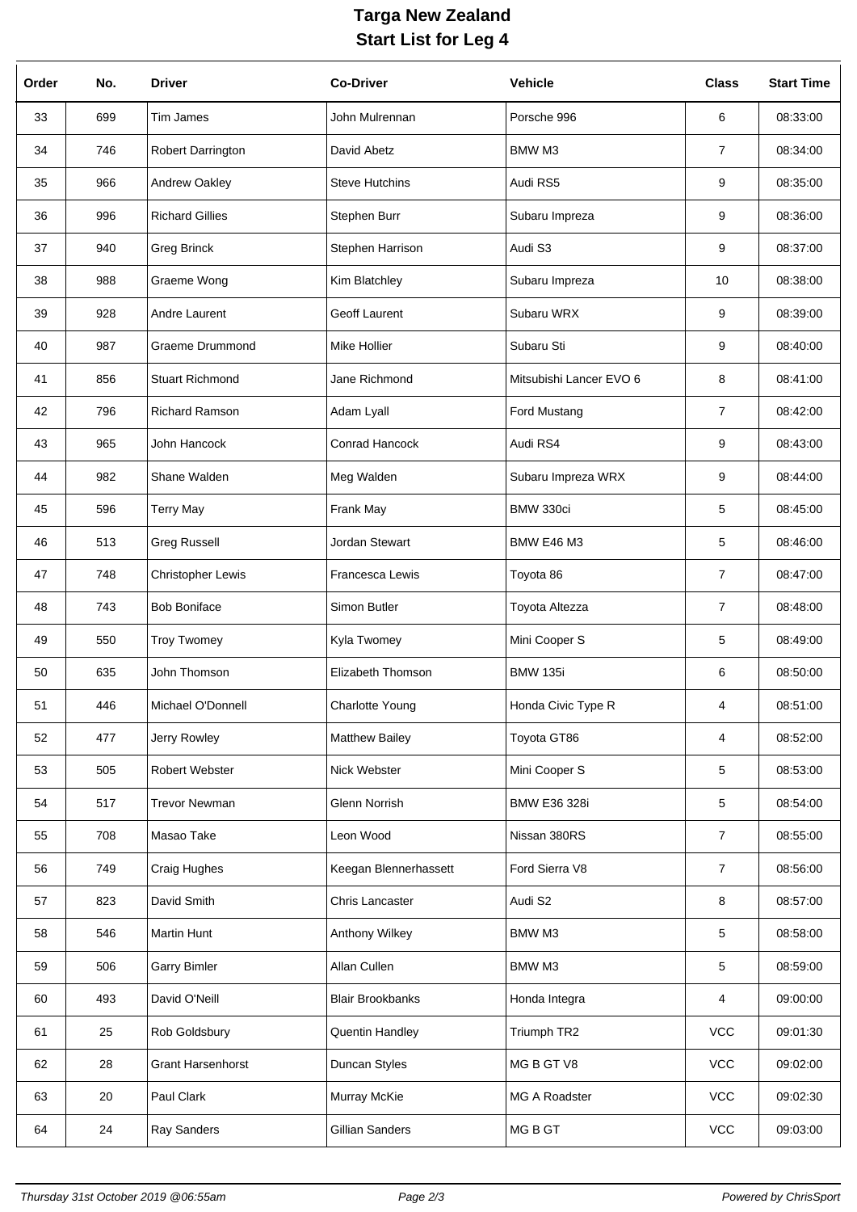# Targa New Zealand

## Start List for Leg 4

| Order | No. | Driver | Co-Driver | Vehicle | Class | Start Time |
|---|---|---|---|---|---|---|
| 33 | 699 | Tim James | John Mulrennan | Porsche 996 | 6 | 08:33:00 |
| 34 | 746 | Robert Darrington | David Abetz | BMW M3 | 7 | 08:34:00 |
| 35 | 966 | Andrew Oakley | Steve Hutchins | Audi RS5 | 9 | 08:35:00 |
| 36 | 996 | Richard Gillies | Stephen Burr | Subaru Impreza | 9 | 08:36:00 |
| 37 | 940 | Greg Brinck | Stephen Harrison | Audi S3 | 9 | 08:37:00 |
| 38 | 988 | Graeme Wong | Kim Blatchley | Subaru Impreza | 10 | 08:38:00 |
| 39 | 928 | Andre Laurent | Geoff Laurent | Subaru WRX | 9 | 08:39:00 |
| 40 | 987 | Graeme Drummond | Mike Hollier | Subaru Sti | 9 | 08:40:00 |
| 41 | 856 | Stuart Richmond | Jane Richmond | Mitsubishi Lancer EVO 6 | 8 | 08:41:00 |
| 42 | 796 | Richard Ramson | Adam Lyall | Ford Mustang | 7 | 08:42:00 |
| 43 | 965 | John Hancock | Conrad Hancock | Audi RS4 | 9 | 08:43:00 |
| 44 | 982 | Shane Walden | Meg Walden | Subaru Impreza WRX | 9 | 08:44:00 |
| 45 | 596 | Terry May | Frank May | BMW 330ci | 5 | 08:45:00 |
| 46 | 513 | Greg Russell | Jordan Stewart | BMW E46 M3 | 5 | 08:46:00 |
| 47 | 748 | Christopher Lewis | Francesca Lewis | Toyota 86 | 7 | 08:47:00 |
| 48 | 743 | Bob Boniface | Simon Butler | Toyota Altezza | 7 | 08:48:00 |
| 49 | 550 | Troy Twomey | Kyla Twomey | Mini Cooper S | 5 | 08:49:00 |
| 50 | 635 | John Thomson | Elizabeth Thomson | BMW 135i | 6 | 08:50:00 |
| 51 | 446 | Michael O'Donnell | Charlotte Young | Honda Civic Type R | 4 | 08:51:00 |
| 52 | 477 | Jerry Rowley | Matthew Bailey | Toyota GT86 | 4 | 08:52:00 |
| 53 | 505 | Robert Webster | Nick Webster | Mini Cooper S | 5 | 08:53:00 |
| 54 | 517 | Trevor Newman | Glenn Norrish | BMW E36 328i | 5 | 08:54:00 |
| 55 | 708 | Masao Take | Leon Wood | Nissan 380RS | 7 | 08:55:00 |
| 56 | 749 | Craig Hughes | Keegan Blennerhassett | Ford Sierra V8 | 7 | 08:56:00 |
| 57 | 823 | David Smith | Chris Lancaster | Audi S2 | 8 | 08:57:00 |
| 58 | 546 | Martin Hunt | Anthony Wilkey | BMW M3 | 5 | 08:58:00 |
| 59 | 506 | Garry Bimler | Allan Cullen | BMW M3 | 5 | 08:59:00 |
| 60 | 493 | David O'Neill | Blair Brookbanks | Honda Integra | 4 | 09:00:00 |
| 61 | 25 | Rob Goldsbury | Quentin Handley | Triumph TR2 | VCC | 09:01:30 |
| 62 | 28 | Grant Harsenhorst | Duncan Styles | MG B GT V8 | VCC | 09:02:00 |
| 63 | 20 | Paul Clark | Murray McKie | MG A Roadster | VCC | 09:02:30 |
| 64 | 24 | Ray Sanders | Gillian Sanders | MG B GT | VCC | 09:03:00 |

*Thursday 31st October 2019 @06:55am* — *Powered by ChrisSport*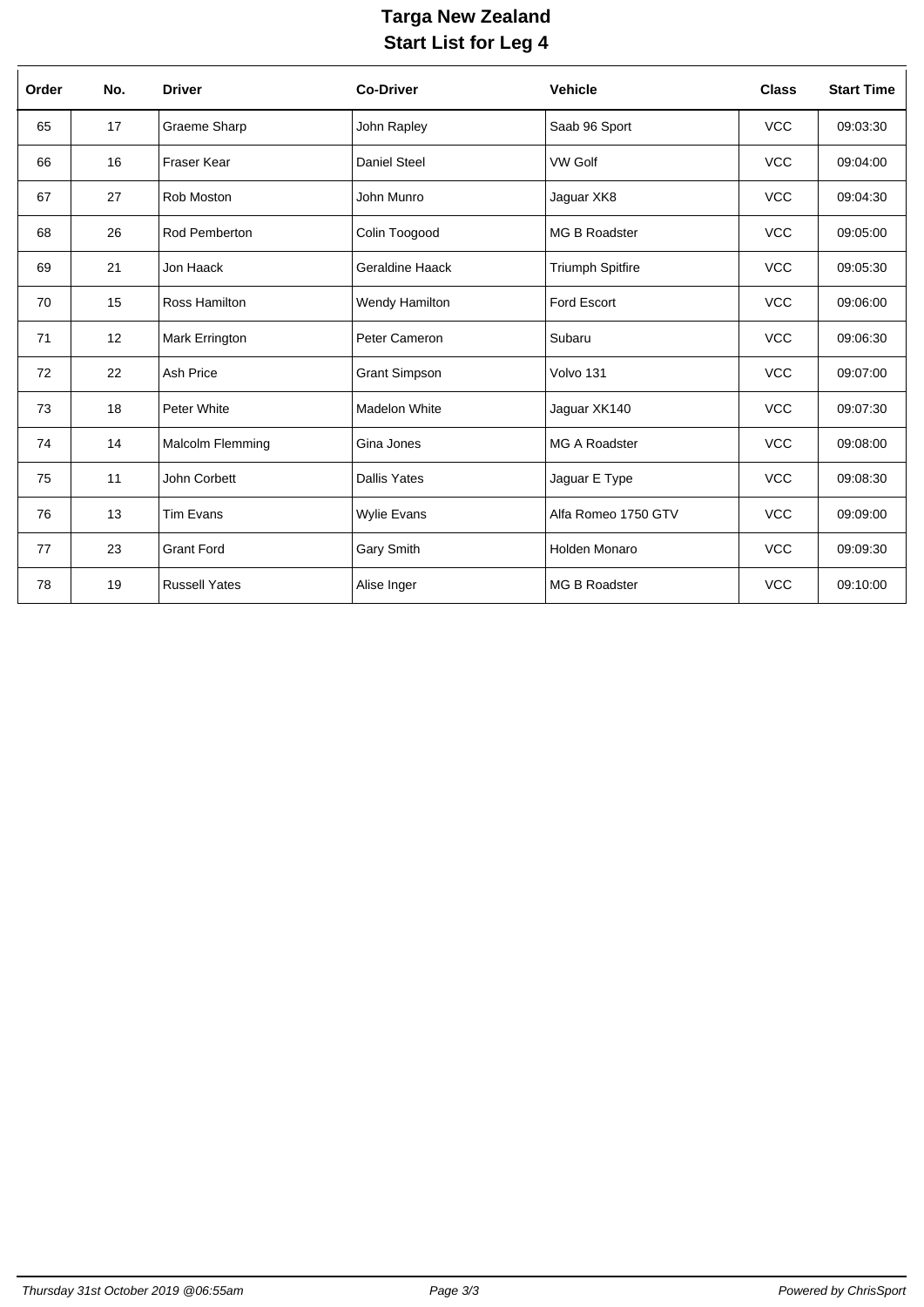# Targa New Zealand
## Start List for Leg 4

| Order | No. | Driver | Co-Driver | Vehicle | Class | Start Time |
|---|---|---|---|---|---|---|
| 65 | 17 | Graeme Sharp | John Rapley | Saab 96 Sport | VCC | 09:03:30 |
| 66 | 16 | Fraser Kear | Daniel Steel | VW Golf | VCC | 09:04:00 |
| 67 | 27 | Rob Moston | John Munro | Jaguar XK8 | VCC | 09:04:30 |
| 68 | 26 | Rod Pemberton | Colin Toogood | MG B Roadster | VCC | 09:05:00 |
| 69 | 21 | Jon Haack | Geraldine Haack | Triumph Spitfire | VCC | 09:05:30 |
| 70 | 15 | Ross Hamilton | Wendy Hamilton | Ford Escort | VCC | 09:06:00 |
| 71 | 12 | Mark Errington | Peter Cameron | Subaru | VCC | 09:06:30 |
| 72 | 22 | Ash Price | Grant Simpson | Volvo 131 | VCC | 09:07:00 |
| 73 | 18 | Peter White | Madelon White | Jaguar XK140 | VCC | 09:07:30 |
| 74 | 14 | Malcolm Flemming | Gina Jones | MG A Roadster | VCC | 09:08:00 |
| 75 | 11 | John Corbett | Dallis Yates | Jaguar E Type | VCC | 09:08:30 |
| 76 | 13 | Tim Evans | Wylie Evans | Alfa Romeo 1750 GTV | VCC | 09:09:00 |
| 77 | 23 | Grant Ford | Gary Smith | Holden Monaro | VCC | 09:09:30 |
| 78 | 19 | Russell Yates | Alise Inger | MG B Roadster | VCC | 09:10:00 |

*Thursday 31st October 2019 @06:55am*

*Powered by ChrisSport*